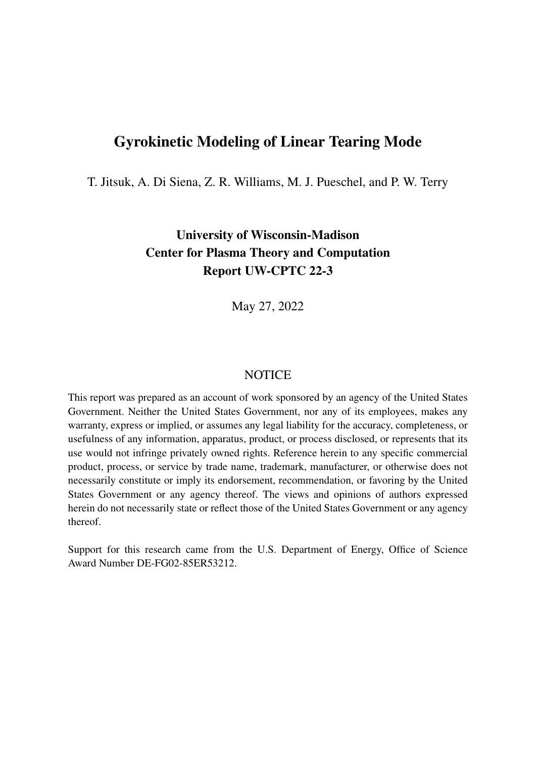# Gyrokinetic Modeling of Linear Tearing Mode

T. Jitsuk, A. Di Siena, Z. R. Williams, M. J. Pueschel, and P. W. Terry

**University of Wisconsin-Madison**
**Center for Plasma Theory and Computation**
**Report UW-CPTC 22-3**

May 27, 2022

## NOTICE

This report was prepared as an account of work sponsored by an agency of the United States Government. Neither the United States Government, nor any of its employees, makes any warranty, express or implied, or assumes any legal liability for the accuracy, completeness, or usefulness of any information, apparatus, product, or process disclosed, or represents that its use would not infringe privately owned rights. Reference herein to any specific commercial product, process, or service by trade name, trademark, manufacturer, or otherwise does not necessarily constitute or imply its endorsement, recommendation, or favoring by the United States Government or any agency thereof. The views and opinions of authors expressed herein do not necessarily state or reflect those of the United States Government or any agency thereof.

Support for this research came from the U.S. Department of Energy, Office of Science Award Number DE-FG02-85ER53212.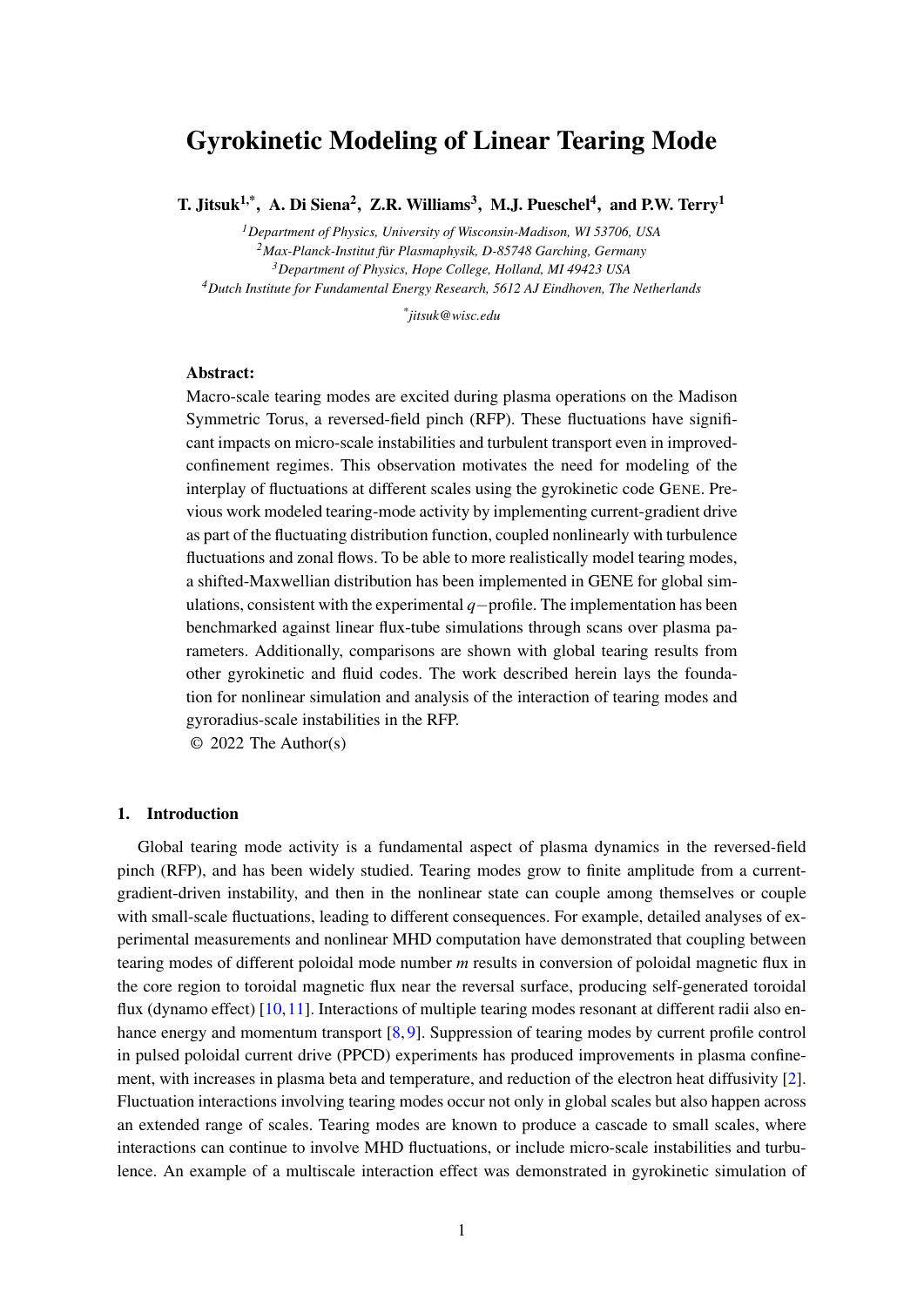# Gyrokinetic Modeling of Linear Tearing Mode

**T. Jitsuk[1,*], A. Di Siena[2], Z.R. Williams[3], M.J. Pueschel[4], and P.W. Terry[1]**

*[1]Department of Physics, University of Wisconsin-Madison, WI 53706, USA*
*[2]Max-Planck-Institut für Plasmaphysik, D-85748 Garching, Germany*
*[3]Department of Physics, Hope College, Holland, MI 49423 USA*
*[4]Dutch Institute for Fundamental Energy Research, 5612 AJ Eindhoven, The Netherlands*

*[*]jitsuk@wisc.edu*

**Abstract:**
Macro-scale tearing modes are excited during plasma operations on the Madison Symmetric Torus, a reversed-field pinch (RFP). These fluctuations have significant impacts on micro-scale instabilities and turbulent transport even in improved-confinement regimes. This observation motivates the need for modeling of the interplay of fluctuations at different scales using the gyrokinetic code GENE. Previous work modeled tearing-mode activity by implementing current-gradient drive as part of the fluctuating distribution function, coupled nonlinearly with turbulence fluctuations and zonal flows. To be able to more realistically model tearing modes, a shifted-Maxwellian distribution has been implemented in GENE for global simulations, consistent with the experimental $q-$profile. The implementation has been benchmarked against linear flux-tube simulations through scans over plasma parameters. Additionally, comparisons are shown with global tearing results from other gyrokinetic and fluid codes. The work described herein lays the foundation for nonlinear simulation and analysis of the interaction of tearing modes and gyroradius-scale instabilities in the RFP.
© 2022 The Author(s)

## 1. Introduction

Global tearing mode activity is a fundamental aspect of plasma dynamics in the reversed-field pinch (RFP), and has been widely studied. Tearing modes grow to finite amplitude from a current-gradient-driven instability, and then in the nonlinear state can couple among themselves or couple with small-scale fluctuations, leading to different consequences. For example, detailed analyses of experimental measurements and nonlinear MHD computation have demonstrated that coupling between tearing modes of different poloidal mode number *m* results in conversion of poloidal magnetic flux in the core region to toroidal magnetic flux near the reversal surface, producing self-generated toroidal flux (dynamo effect) [10,11]. Interactions of multiple tearing modes resonant at different radii also enhance energy and momentum transport [8,9]. Suppression of tearing modes by current profile control in pulsed poloidal current drive (PPCD) experiments has produced improvements in plasma confinement, with increases in plasma beta and temperature, and reduction of the electron heat diffusivity [2]. Fluctuation interactions involving tearing modes occur not only in global scales but also happen across an extended range of scales. Tearing modes are known to produce a cascade to small scales, where interactions can continue to involve MHD fluctuations, or include micro-scale instabilities and turbulence. An example of a multiscale interaction effect was demonstrated in gyrokinetic simulation of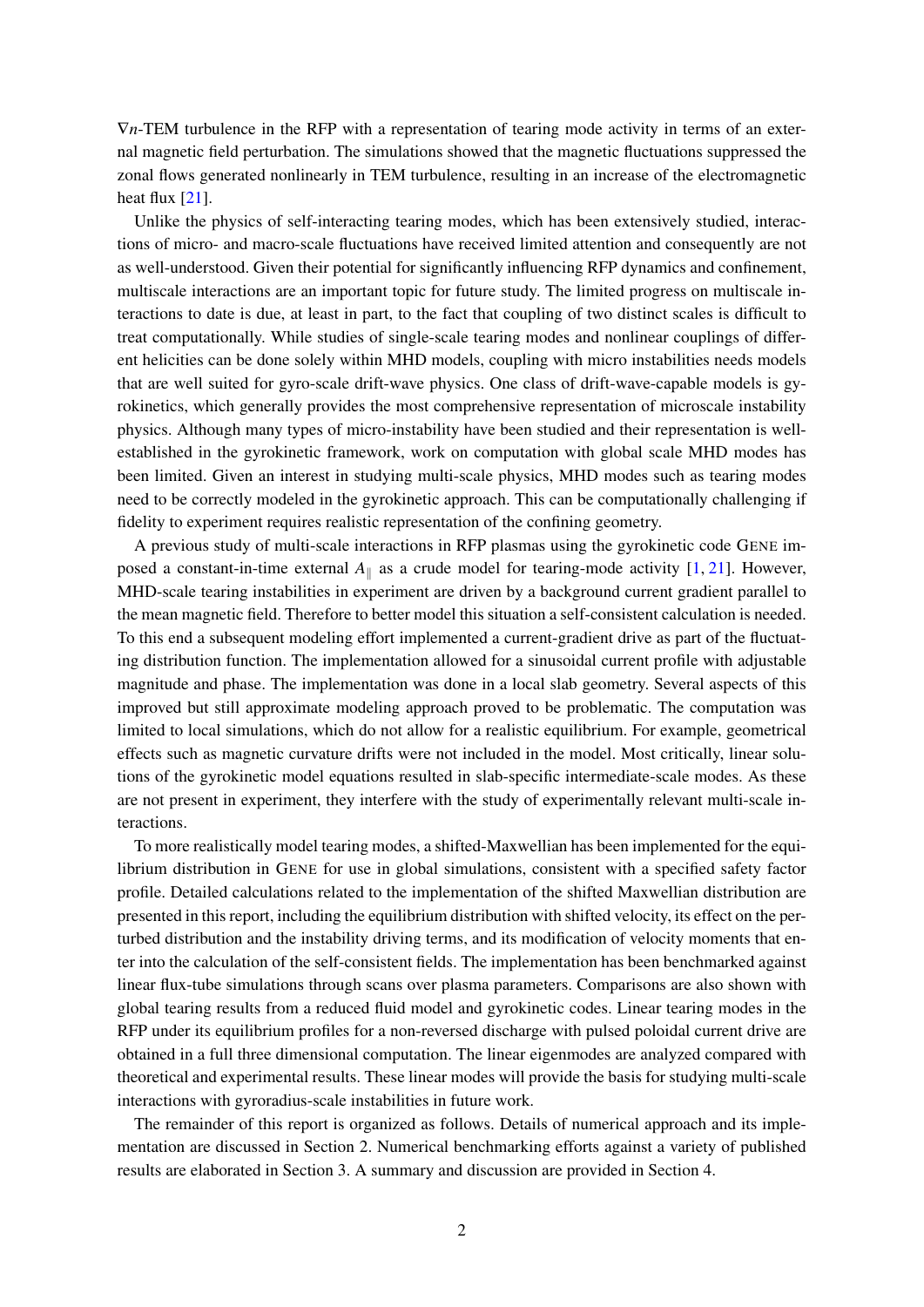$\nabla n$-TEM turbulence in the RFP with a representation of tearing mode activity in terms of an external magnetic field perturbation. The simulations showed that the magnetic fluctuations suppressed the zonal flows generated nonlinearly in TEM turbulence, resulting in an increase of the electromagnetic heat flux [21].

Unlike the physics of self-interacting tearing modes, which has been extensively studied, interactions of micro- and macro-scale fluctuations have received limited attention and consequently are not as well-understood. Given their potential for significantly influencing RFP dynamics and confinement, multiscale interactions are an important topic for future study. The limited progress on multiscale interactions to date is due, at least in part, to the fact that coupling of two distinct scales is difficult to treat computationally. While studies of single-scale tearing modes and nonlinear couplings of different helicities can be done solely within MHD models, coupling with micro instabilities needs models that are well suited for gyro-scale drift-wave physics. One class of drift-wave-capable models is gyrokinetics, which generally provides the most comprehensive representation of microscale instability physics. Although many types of micro-instability have been studied and their representation is well-established in the gyrokinetic framework, work on computation with global scale MHD modes has been limited. Given an interest in studying multi-scale physics, MHD modes such as tearing modes need to be correctly modeled in the gyrokinetic approach. This can be computationally challenging if fidelity to experiment requires realistic representation of the confining geometry.

A previous study of multi-scale interactions in RFP plasmas using the gyrokinetic code GENE imposed a constant-in-time external $A_{\parallel}$ as a crude model for tearing-mode activity [1, 21]. However, MHD-scale tearing instabilities in experiment are driven by a background current gradient parallel to the mean magnetic field. Therefore to better model this situation a self-consistent calculation is needed. To this end a subsequent modeling effort implemented a current-gradient drive as part of the fluctuating distribution function. The implementation allowed for a sinusoidal current profile with adjustable magnitude and phase. The implementation was done in a local slab geometry. Several aspects of this improved but still approximate modeling approach proved to be problematic. The computation was limited to local simulations, which do not allow for a realistic equilibrium. For example, geometrical effects such as magnetic curvature drifts were not included in the model. Most critically, linear solutions of the gyrokinetic model equations resulted in slab-specific intermediate-scale modes. As these are not present in experiment, they interfere with the study of experimentally relevant multi-scale interactions.

To more realistically model tearing modes, a shifted-Maxwellian has been implemented for the equilibrium distribution in GENE for use in global simulations, consistent with a specified safety factor profile. Detailed calculations related to the implementation of the shifted Maxwellian distribution are presented in this report, including the equilibrium distribution with shifted velocity, its effect on the perturbed distribution and the instability driving terms, and its modification of velocity moments that enter into the calculation of the self-consistent fields. The implementation has been benchmarked against linear flux-tube simulations through scans over plasma parameters. Comparisons are also shown with global tearing results from a reduced fluid model and gyrokinetic codes. Linear tearing modes in the RFP under its equilibrium profiles for a non-reversed discharge with pulsed poloidal current drive are obtained in a full three dimensional computation. The linear eigenmodes are analyzed compared with theoretical and experimental results. These linear modes will provide the basis for studying multi-scale interactions with gyroradius-scale instabilities in future work.

The remainder of this report is organized as follows. Details of numerical approach and its implementation are discussed in Section 2. Numerical benchmarking efforts against a variety of published results are elaborated in Section 3. A summary and discussion are provided in Section 4.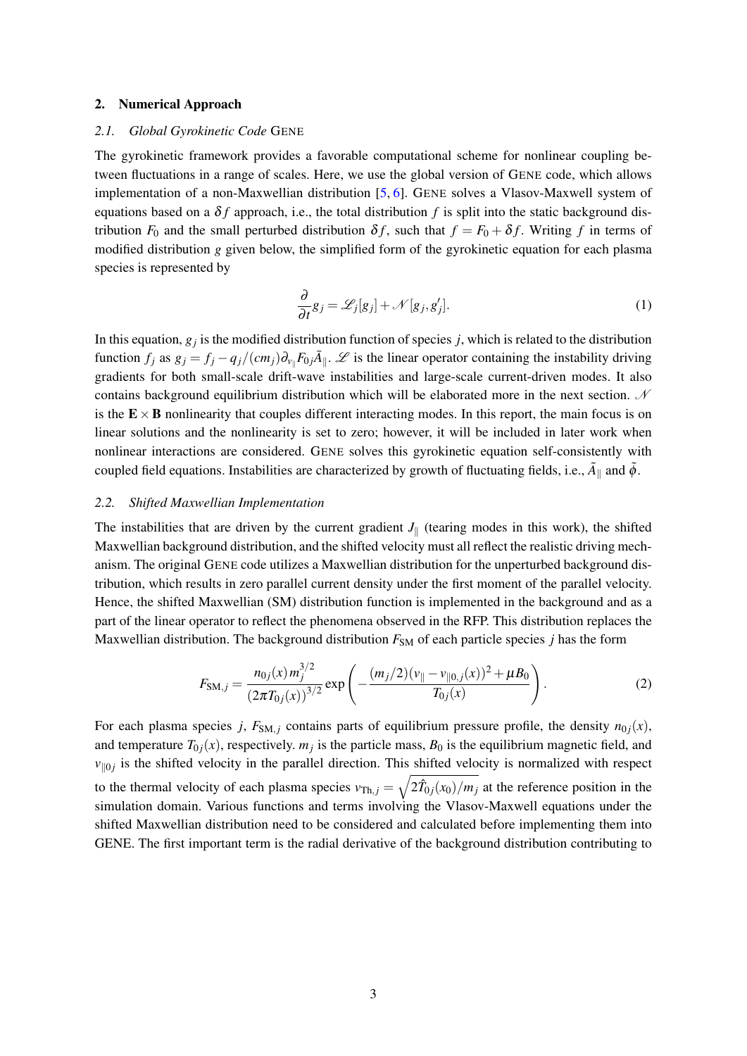## 2. Numerical Approach

### *2.1. Global Gyrokinetic Code* GENE

The gyrokinetic framework provides a favorable computational scheme for nonlinear coupling between fluctuations in a range of scales. Here, we use the global version of GENE code, which allows implementation of a non-Maxwellian distribution [5, 6]. GENE solves a Vlasov-Maxwell system of equations based on a $\delta f$ approach, i.e., the total distribution $f$ is split into the static background distribution $F_0$ and the small perturbed distribution $\delta f$, such that $f = F_0 + \delta f$. Writing $f$ in terms of modified distribution $g$ given below, the simplified form of the gyrokinetic equation for each plasma species is represented by

$$\frac{\partial}{\partial t} g_j = \mathscr{L}_j[g_j] + \mathscr{N}[g_j, g_j']. \tag{1}$$

In this equation, $g_j$ is the modified distribution function of species $j$, which is related to the distribution function $f_j$ as $g_j = f_j - q_j/(cm_j)\partial_{v_\parallel} F_{0j}\bar{A}_\parallel$. $\mathscr{L}$ is the linear operator containing the instability driving gradients for both small-scale drift-wave instabilities and large-scale current-driven modes. It also contains background equilibrium distribution which will be elaborated more in the next section. $\mathscr{N}$ is the $\mathbf{E}\times\mathbf{B}$ nonlinearity that couples different interacting modes. In this report, the main focus is on linear solutions and the nonlinearity is set to zero; however, it will be included in later work when nonlinear interactions are considered. GENE solves this gyrokinetic equation self-consistently with coupled field equations. Instabilities are characterized by growth of fluctuating fields, i.e., $\tilde{A}_\parallel$ and $\tilde{\phi}$.

### *2.2. Shifted Maxwellian Implementation*

The instabilities that are driven by the current gradient $J_\parallel$ (tearing modes in this work), the shifted Maxwellian background distribution, and the shifted velocity must all reflect the realistic driving mechanism. The original GENE code utilizes a Maxwellian distribution for the unperturbed background distribution, which results in zero parallel current density under the first moment of the parallel velocity. Hence, the shifted Maxwellian (SM) distribution function is implemented in the background and as a part of the linear operator to reflect the phenomena observed in the RFP. This distribution replaces the Maxwellian distribution. The background distribution $F_{\mathrm{SM}}$ of each particle species $j$ has the form

$$F_{\mathrm{SM},j} = \frac{n_{0j}(x)\, m_j^{3/2}}{\left(2\pi T_{0j}(x)\right)^{3/2}} \exp\left(-\frac{(m_j/2)(v_\parallel - v_{\parallel 0,j}(x))^2 + \mu B_0}{T_{0j}(x)}\right). \tag{2}$$

For each plasma species $j$, $F_{\mathrm{SM},j}$ contains parts of equilibrium pressure profile, the density $n_{0j}(x)$, and temperature $T_{0j}(x)$, respectively. $m_j$ is the particle mass, $B_0$ is the equilibrium magnetic field, and $v_{\parallel 0j}$ is the shifted velocity in the parallel direction. This shifted velocity is normalized with respect to the thermal velocity of each plasma species $v_{\mathrm{Th},j} = \sqrt{2\hat{T}_{0j}(x_0)/m_j}$ at the reference position in the simulation domain. Various functions and terms involving the Vlasov-Maxwell equations under the shifted Maxwellian distribution need to be considered and calculated before implementing them into GENE. The first important term is the radial derivative of the background distribution contributing to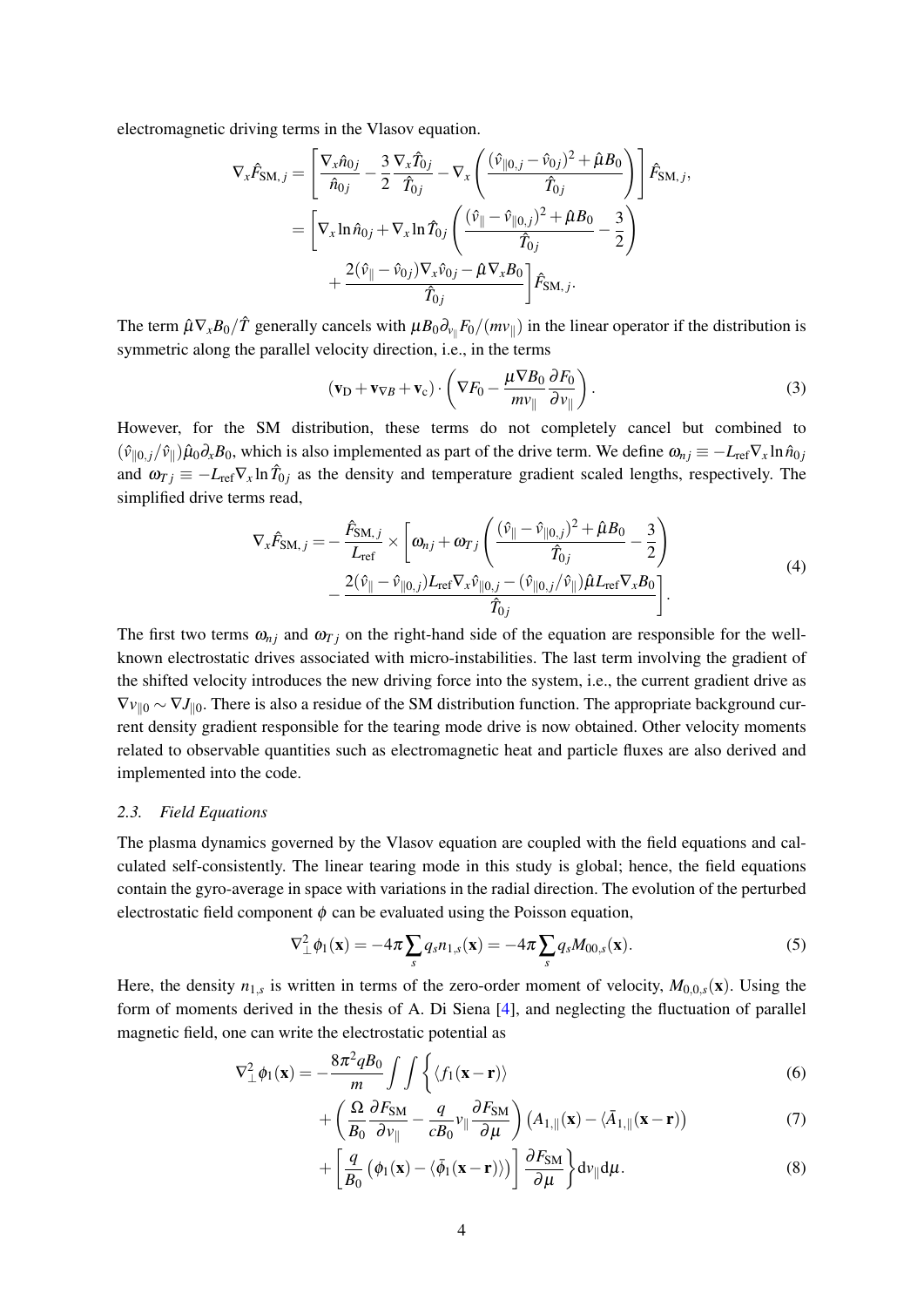electromagnetic driving terms in the Vlasov equation.

$$
\begin{aligned}
\nabla_x \hat{F}_{\mathrm{SM},j} &= \left[ \frac{\nabla_x \hat{n}_{0j}}{\hat{n}_{0j}} - \frac{3}{2}\frac{\nabla_x \hat{T}_{0j}}{\hat{T}_{0j}} - \nabla_x \left( \frac{(\hat{v}_{\parallel 0,j} - \hat{v}_{0j})^2 + \hat{\mu} B_0}{\hat{T}_{0j}} \right) \right] \hat{F}_{\mathrm{SM},j}, \\
&= \left[ \nabla_x \ln \hat{n}_{0j} + \nabla_x \ln \hat{T}_{0j} \left( \frac{(\hat{v}_\parallel - \hat{v}_{\parallel 0,j})^2 + \hat{\mu} B_0}{\hat{T}_{0j}} - \frac{3}{2} \right) \right. \\
&\quad \left. + \frac{2(\hat{v}_\parallel - \hat{v}_{0j})\nabla_x \hat{v}_{0j} - \hat{\mu} \nabla_x B_0}{\hat{T}_{0j}} \right] \hat{F}_{\mathrm{SM},j}.
\end{aligned}
$$

The term $\hat{\mu}\nabla_x B_0/\hat{T}$ generally cancels with $\mu B_0 \partial_{v_\parallel} F_0/(m v_\parallel)$ in the linear operator if the distribution is symmetric along the parallel velocity direction, i.e., in the terms

$$
(\mathbf{v}_\mathrm{D} + \mathbf{v}_{\nabla B} + \mathbf{v}_\mathrm{c}) \cdot \left( \nabla F_0 - \frac{\mu \nabla B_0}{m v_\parallel} \frac{\partial F_0}{\partial v_\parallel} \right). \tag{3}
$$

However, for the SM distribution, these terms do not completely cancel but combined to $(\hat{v}_{\parallel 0,j}/\hat{v}_\parallel)\hat{\mu}_0 \partial_x B_0$, which is also implemented as part of the drive term. We define $\omega_{nj} \equiv -L_\mathrm{ref} \nabla_x \ln \hat{n}_{0j}$ and $\omega_{Tj} \equiv -L_\mathrm{ref} \nabla_x \ln \hat{T}_{0j}$ as the density and temperature gradient scaled lengths, respectively. The simplified drive terms read,

$$
\begin{aligned}
\nabla_x \hat{F}_{\mathrm{SM},j} = &- \frac{\hat{F}_{\mathrm{SM},j}}{L_\mathrm{ref}} \times \left[ \omega_{nj} + \omega_{Tj} \left( \frac{(\hat{v}_\parallel - \hat{v}_{\parallel 0,j})^2 + \hat{\mu} B_0}{\hat{T}_{0j}} - \frac{3}{2} \right) \right. \\
&\left. - \frac{2(\hat{v}_\parallel - \hat{v}_{\parallel 0,j}) L_\mathrm{ref} \nabla_x \hat{v}_{\parallel 0,j} - (\hat{v}_{\parallel 0,j}/\hat{v}_\parallel)\hat{\mu} L_\mathrm{ref} \nabla_x B_0}{\hat{T}_{0j}} \right].
\end{aligned} \tag{4}
$$

The first two terms $\omega_{nj}$ and $\omega_{Tj}$ on the right-hand side of the equation are responsible for the well-known electrostatic drives associated with micro-instabilities. The last term involving the gradient of the shifted velocity introduces the new driving force into the system, i.e., the current gradient drive as $\nabla v_{\parallel 0} \sim \nabla J_{\parallel 0}$. There is also a residue of the SM distribution function. The appropriate background current density gradient responsible for the tearing mode drive is now obtained. Other velocity moments related to observable quantities such as electromagnetic heat and particle fluxes are also derived and implemented into the code.

### 2.3. *Field Equations*

The plasma dynamics governed by the Vlasov equation are coupled with the field equations and calculated self-consistently. The linear tearing mode in this study is global; hence, the field equations contain the gyro-average in space with variations in the radial direction. The evolution of the perturbed electrostatic field component $\phi$ can be evaluated using the Poisson equation,

$$
\nabla_\perp^2 \phi_1(\mathbf{x}) = -4\pi \sum_s q_s n_{1,s}(\mathbf{x}) = -4\pi \sum_s q_s M_{00,s}(\mathbf{x}). \tag{5}
$$

Here, the density $n_{1,s}$ is written in terms of the zero-order moment of velocity, $M_{0,0,s}(\mathbf{x})$. Using the form of moments derived in the thesis of A. Di Siena [4], and neglecting the fluctuation of parallel magnetic field, one can write the electrostatic potential as

$$
\nabla_\perp^2 \phi_1(\mathbf{x}) = -\frac{8\pi^2 q B_0}{m} \int\int \Big\{ \langle f_1(\mathbf{x} - \mathbf{r}) \rangle \tag{6}
$$

$$
+ \left( \frac{\Omega}{B_0} \frac{\partial F_\mathrm{SM}}{\partial v_\parallel} - \frac{q}{c B_0} v_\parallel \frac{\partial F_\mathrm{SM}}{\partial \mu} \right) \left( A_{1,\parallel}(\mathbf{x}) - \langle \bar{A}_{1,\parallel}(\mathbf{x} - \mathbf{r}) \right) \tag{7}
$$

$$
+ \left[ \frac{q}{B_0} \left( \phi_1(\mathbf{x}) - \langle \bar{\phi}_1(\mathbf{x} - \mathbf{r}) \rangle \right) \right] \frac{\partial F_\mathrm{SM}}{\partial \mu} \Big\} \mathrm{d}v_\parallel \mathrm{d}\mu. \tag{8}
$$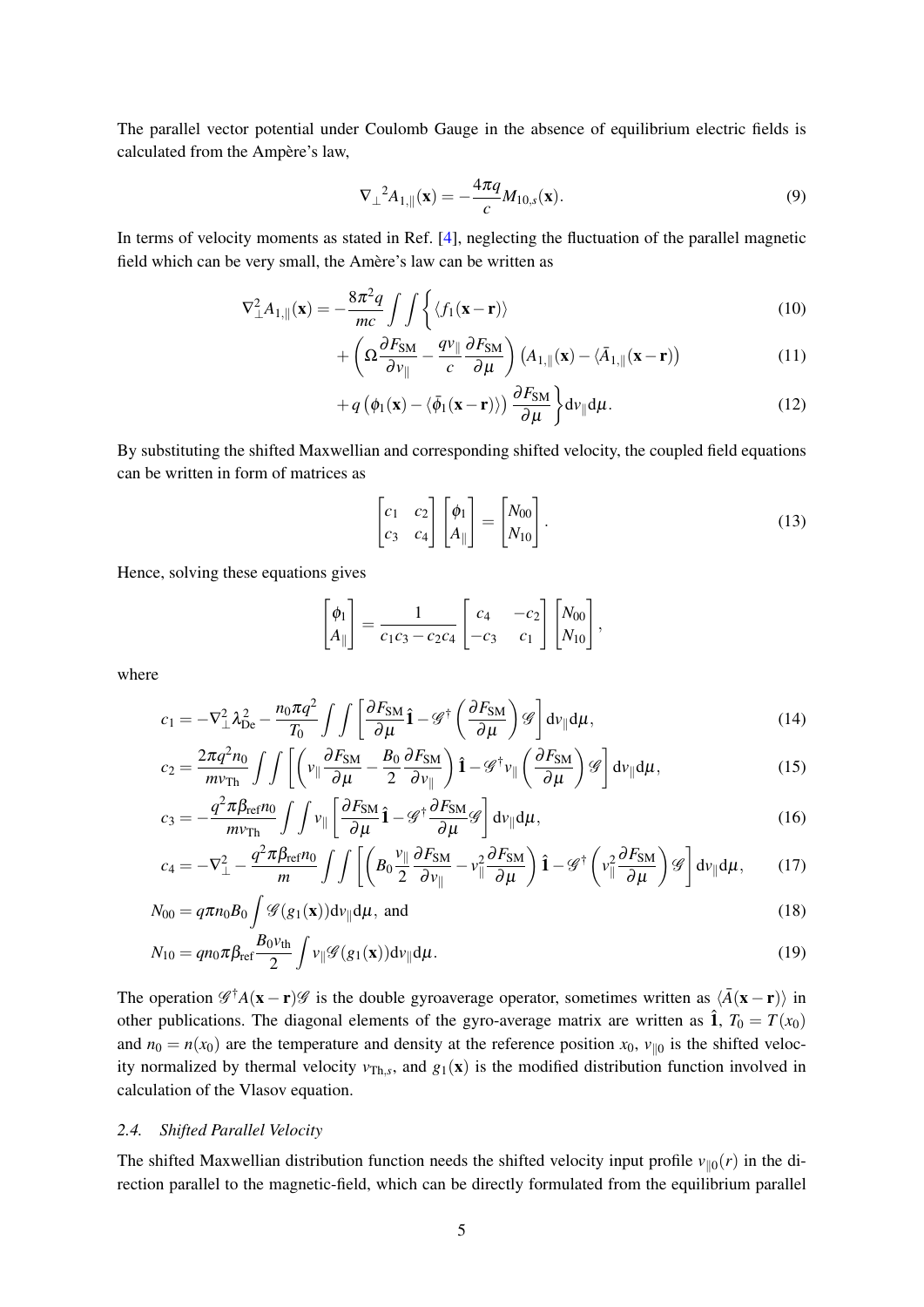The parallel vector potential under Coulomb Gauge in the absence of equilibrium electric fields is calculated from the Ampère's law,

$$\nabla_{\perp}{}^{2} A_{1,\parallel}(\mathbf{x}) = -\frac{4\pi q}{c} M_{10,s}(\mathbf{x}). \tag{9}$$

In terms of velocity moments as stated in Ref. [4], neglecting the fluctuation of the parallel magnetic field which can be very small, the Amère's law can be written as

$$\nabla_{\perp}^{2} A_{1,\parallel}(\mathbf{x}) = -\frac{8\pi^2 q}{mc} \int\int \Bigg\{ \langle f_1(\mathbf{x}-\mathbf{r})\rangle \tag{10}$$

$$+ \left( \Omega \frac{\partial F_{\mathrm{SM}}}{\partial v_{\parallel}} - \frac{q v_{\parallel}}{c} \frac{\partial F_{\mathrm{SM}}}{\partial \mu} \right) \left( A_{1,\parallel}(\mathbf{x}) - \langle \bar{A}_{1,\parallel}(\mathbf{x}-\mathbf{r}) \rangle \right) \tag{11}$$

$$+ q \left( \phi_1(\mathbf{x}) - \langle \bar{\phi}_1(\mathbf{x}-\mathbf{r}) \rangle \right) \frac{\partial F_{\mathrm{SM}}}{\partial \mu} \Bigg\} \mathrm{d}v_{\parallel} \mathrm{d}\mu. \tag{12}$$

By substituting the shifted Maxwellian and corresponding shifted velocity, the coupled field equations can be written in form of matrices as

$$\begin{bmatrix} c_1 & c_2 \\ c_3 & c_4 \end{bmatrix} \begin{bmatrix} \phi_1 \\ A_{\parallel} \end{bmatrix} = \begin{bmatrix} N_{00} \\ N_{10} \end{bmatrix}. \tag{13}$$

Hence, solving these equations gives

$$\begin{bmatrix} \phi_1 \\ A_{\parallel} \end{bmatrix} = \frac{1}{c_1 c_3 - c_2 c_4} \begin{bmatrix} c_4 & -c_2 \\ -c_3 & c_1 \end{bmatrix} \begin{bmatrix} N_{00} \\ N_{10} \end{bmatrix},$$

where

$$c_1 = -\nabla_{\perp}^{2} \lambda_{\mathrm{De}}^{2} - \frac{n_0 \pi q^2}{T_0} \int\int \left[ \frac{\partial F_{\mathrm{SM}}}{\partial \mu} \hat{\mathbf{1}} - \mathscr{G}^{\dagger} \left( \frac{\partial F_{\mathrm{SM}}}{\partial \mu} \right) \mathscr{G} \right] \mathrm{d}v_{\parallel} \mathrm{d}\mu, \tag{14}$$

$$c_2 = \frac{2\pi q^2 n_0}{m v_{\mathrm{Th}}} \int\int \left[ \left( v_{\parallel} \frac{\partial F_{\mathrm{SM}}}{\partial \mu} - \frac{B_0}{2} \frac{\partial F_{\mathrm{SM}}}{\partial v_{\parallel}} \right) \hat{\mathbf{1}} - \mathscr{G}^{\dagger} v_{\parallel} \left( \frac{\partial F_{\mathrm{SM}}}{\partial \mu} \right) \mathscr{G} \right] \mathrm{d}v_{\parallel} \mathrm{d}\mu, \tag{15}$$

$$c_3 = -\frac{q^2 \pi \beta_{\mathrm{ref}} n_0}{m v_{\mathrm{Th}}} \int\int v_{\parallel} \left[ \frac{\partial F_{\mathrm{SM}}}{\partial \mu} \hat{\mathbf{1}} - \mathscr{G}^{\dagger} \frac{\partial F_{\mathrm{SM}}}{\partial \mu} \mathscr{G} \right] \mathrm{d}v_{\parallel} \mathrm{d}\mu, \tag{16}$$

$$c_4 = -\nabla_{\perp}^{2} - \frac{q^2 \pi \beta_{\mathrm{ref}} n_0}{m} \int\int \left[ \left( B_0 \frac{v_{\parallel}}{2} \frac{\partial F_{\mathrm{SM}}}{\partial v_{\parallel}} - v_{\parallel}^{2} \frac{\partial F_{\mathrm{SM}}}{\partial \mu} \right) \hat{\mathbf{1}} - \mathscr{G}^{\dagger} \left( v_{\parallel}^{2} \frac{\partial F_{\mathrm{SM}}}{\partial \mu} \right) \mathscr{G} \right] \mathrm{d}v_{\parallel} \mathrm{d}\mu, \tag{17}$$

$$N_{00} = q \pi n_0 B_0 \int \mathscr{G}(g_1(\mathbf{x})) \mathrm{d}v_{\parallel} \mathrm{d}\mu, \text{ and} \tag{18}$$

$$N_{10} = q n_0 \pi \beta_{\mathrm{ref}} \frac{B_0 v_{\mathrm{th}}}{2} \int v_{\parallel} \mathscr{G}(g_1(\mathbf{x})) \mathrm{d}v_{\parallel} \mathrm{d}\mu. \tag{19}$$

The operation $\mathscr{G}^{\dagger} A(\mathbf{x}-\mathbf{r}) \mathscr{G}$ is the double gyroaverage operator, sometimes written as $\langle \bar{A}(\mathbf{x}-\mathbf{r}) \rangle$ in other publications. The diagonal elements of the gyro-average matrix are written as $\hat{\mathbf{1}}$, $T_0 = T(x_0)$ and $n_0 = n(x_0)$ are the temperature and density at the reference position $x_0$, $v_{\parallel 0}$ is the shifted velocity normalized by thermal velocity $v_{\mathrm{Th},s}$, and $g_1(\mathbf{x})$ is the modified distribution function involved in calculation of the Vlasov equation.

### *2.4. Shifted Parallel Velocity*

The shifted Maxwellian distribution function needs the shifted velocity input profile $v_{\parallel 0}(r)$ in the direction parallel to the magnetic-field, which can be directly formulated from the equilibrium parallel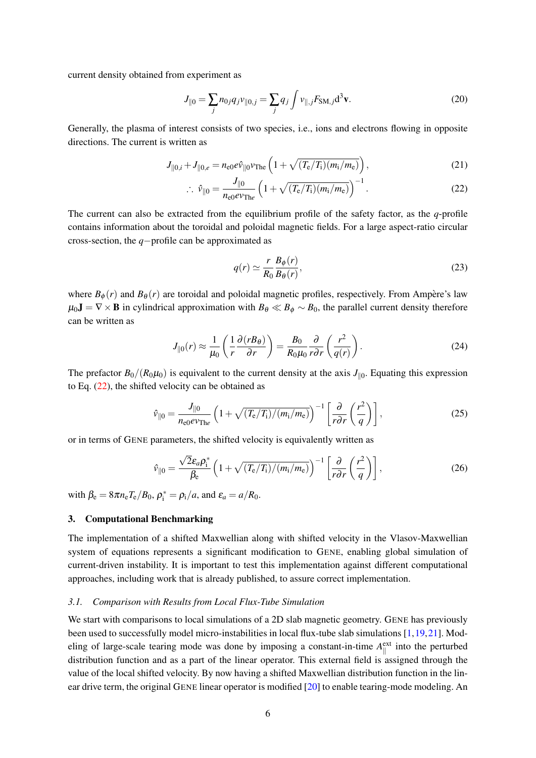current density obtained from experiment as

$$J_{\|0} = \sum_j n_{0j} q_j v_{\|0,j} = \sum_j q_j \int v_{\|,j} F_{\mathrm{SM},j} \mathrm{d}^3\mathbf{v}. \tag{20}$$

Generally, the plasma of interest consists of two species, i.e., ions and electrons flowing in opposite directions. The current is written as

$$J_{\|0,i} + J_{\|0,e} = n_{\mathrm{e}0} e \hat{v}_{\|0} v_{\mathrm{The}} \left(1 + \sqrt{(T_\mathrm{e}/T_\mathrm{i})(m_\mathrm{i}/m_\mathrm{e})}\right), \tag{21}$$

$$\therefore\ \hat{v}_{\|0} = \frac{J_{\|0}}{n_{\mathrm{e}0} e v_{\mathrm{The}}} \left(1 + \sqrt{(T_\mathrm{e}/T_\mathrm{i})(m_\mathrm{i}/m_\mathrm{e})}\right)^{-1}. \tag{22}$$

The current can also be extracted from the equilibrium profile of the safety factor, as the $q$-profile contains information about the toroidal and poloidal magnetic fields. For a large aspect-ratio circular cross-section, the $q-$profile can be approximated as

$$q(r) \simeq \frac{r}{R_0} \frac{B_\phi(r)}{B_\theta(r)}, \tag{23}$$

where $B_\phi(r)$ and $B_\theta(r)$ are toroidal and poloidal magnetic profiles, respectively. From Ampère's law $\mu_0 \mathbf{J} = \nabla \times \mathbf{B}$ in cylindrical approximation with $B_\theta \ll B_\phi \sim B_0$, the parallel current density therefore can be written as

$$J_{\|0}(r) \approx \frac{1}{\mu_0} \left( \frac{1}{r} \frac{\partial (r B_\theta)}{\partial r} \right) = \frac{B_0}{R_0 \mu_0} \frac{\partial}{r \partial r} \left( \frac{r^2}{q(r)} \right). \tag{24}$$

The prefactor $B_0/(R_0\mu_0)$ is equivalent to the current density at the axis $J_{\|0}$. Equating this expression to Eq. (22), the shifted velocity can be obtained as

$$\hat{v}_{\|0} = \frac{J_{\|0}}{n_{\mathrm{e}0} e v_{\mathrm{The}}} \left(1 + \sqrt{(T_\mathrm{e}/T_\mathrm{i})/(m_\mathrm{i}/m_\mathrm{e})}\right)^{-1} \left[ \frac{\partial}{r \partial r} \left( \frac{r^2}{q} \right) \right], \tag{25}$$

or in terms of GENE parameters, the shifted velocity is equivalently written as

$$\hat{v}_{\|0} = \frac{\sqrt{2} \varepsilon_a \rho_\mathrm{i}^*}{\beta_\mathrm{e}} \left(1 + \sqrt{(T_\mathrm{e}/T_\mathrm{i})/(m_\mathrm{i}/m_\mathrm{e})}\right)^{-1} \left[ \frac{\partial}{r \partial r} \left( \frac{r^2}{q} \right) \right], \tag{26}$$

with $\beta_\mathrm{e} = 8\pi n_\mathrm{e} T_\mathrm{e}/B_0$, $\rho_\mathrm{i}^* = \rho_\mathrm{i}/a$, and $\varepsilon_a = a/R_0$.

## 3. Computational Benchmarking

The implementation of a shifted Maxwellian along with shifted velocity in the Vlasov-Maxwellian system of equations represents a significant modification to GENE, enabling global simulation of current-driven instability. It is important to test this implementation against different computational approaches, including work that is already published, to assure correct implementation.

### *3.1. Comparison with Results from Local Flux-Tube Simulation*

We start with comparisons to local simulations of a 2D slab magnetic geometry. GENE has previously been used to successfully model micro-instabilities in local flux-tube slab simulations [1,19,21]. Modeling of large-scale tearing mode was done by imposing a constant-in-time $A_\|^{\mathrm{ext}}$ into the perturbed distribution function and as a part of the linear operator. This external field is assigned through the value of the local shifted velocity. By now having a shifted Maxwellian distribution function in the linear drive term, the original GENE linear operator is modified [20] to enable tearing-mode modeling. An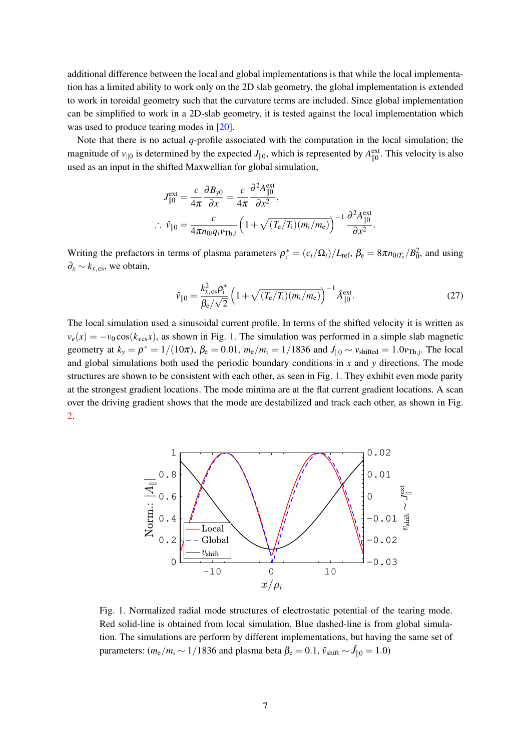additional difference between the local and global implementations is that while the local implementation has a limited ability to work only on the 2D slab geometry, the global implementation is extended to work in toroidal geometry such that the curvature terms are included. Since global implementation can be simplified to work in a 2D-slab geometry, it is tested against the local implementation which was used to produce tearing modes in [20].

Note that there is no actual $q$-profile associated with the computation in the local simulation; the magnitude of $v_{\|0}$ is determined by the expected $J_{\|0}$, which is represented by $A_{\|0}^{\text{ext}}$. This velocity is also used as an input in the shifted Maxwellian for global simulation,

$$
J_{\|0}^{\text{ext}} = \frac{c}{4\pi}\frac{\partial B_{y0}}{\partial x} = \frac{c}{4\pi}\frac{\partial^2 A_{\|0}^{\text{ext}}}{\partial x^2},
$$

$$
\therefore\ \hat{v}_{\|0} = \frac{c}{4\pi n_{0i} q_i v_{\text{Th},i}}\left(1+\sqrt{(T_{\text{e}}/T_{\text{i}})(m_{\text{i}}/m_{\text{e}})}\right)^{-1}\frac{\partial^2 A_{\|0}^{\text{ext}}}{\partial x^2}.
$$

Writing the prefactors in terms of plasma parameters $\rho_{\text{i}}^* = (c_i/\Omega_i)/L_{\text{ref}}$, $\beta_{\text{e}} = 8\pi n_{0iT_e}/B_0^2$, and using $\partial_x \sim k_{x,\text{cs}}$, we obtain,

$$
\hat{v}_{\|0} = \frac{k_{x,\text{cs}}^2 \rho_{\text{i}}^*}{\beta_{\text{e}}/\sqrt{2}}\left(1+\sqrt{(T_{\text{e}}/T_{\text{i}})(m_{\text{i}}/m_{\text{e}})}\right)^{-1}\hat{A}_{\|0}^{\text{ext}}. \tag{27}
$$

The local simulation used a sinusoidal current profile. In terms of the shifted velocity it is written as $v_e(x) = -v_0\cos(k_{x\text{cs}}x)$, as shown in Fig. 1. The simulation was performed in a simple slab magnetic geometry at $k_y = \rho^* = 1/(10\pi)$, $\beta_{\text{e}} = 0.01$, $m_{\text{e}}/m_{\text{i}} = 1/1836$ and $J_{\|0} \sim v_{\text{shifted}} = 1.0v_{\text{Th,j}}$. The local and global simulations both used the periodic boundary conditions in $x$ and $y$ directions. The mode structures are shown to be consistent with each other, as seen in Fig. 1. They exhibit even mode parity at the strongest gradient locations. The mode minima are at the flat current gradient locations. A scan over the driving gradient shows that the mode are destabilized and track each other, as shown in Fig. 2.

Fig. 1. Normalized radial mode structures of electrostatic potential of the tearing mode. Red solid-line is obtained from local simulation, Blue dashed-line is from global simulation. The simulations are perform by different implementations, but having the same set of parameters: ($m_{\text{e}}/m_{\text{i}} \sim 1/1836$ and plasma beta $\beta_{\text{e}} = 0.1$, $\hat{v}_{\text{shift}} \sim \hat{J}_{\|0} = 1.0$)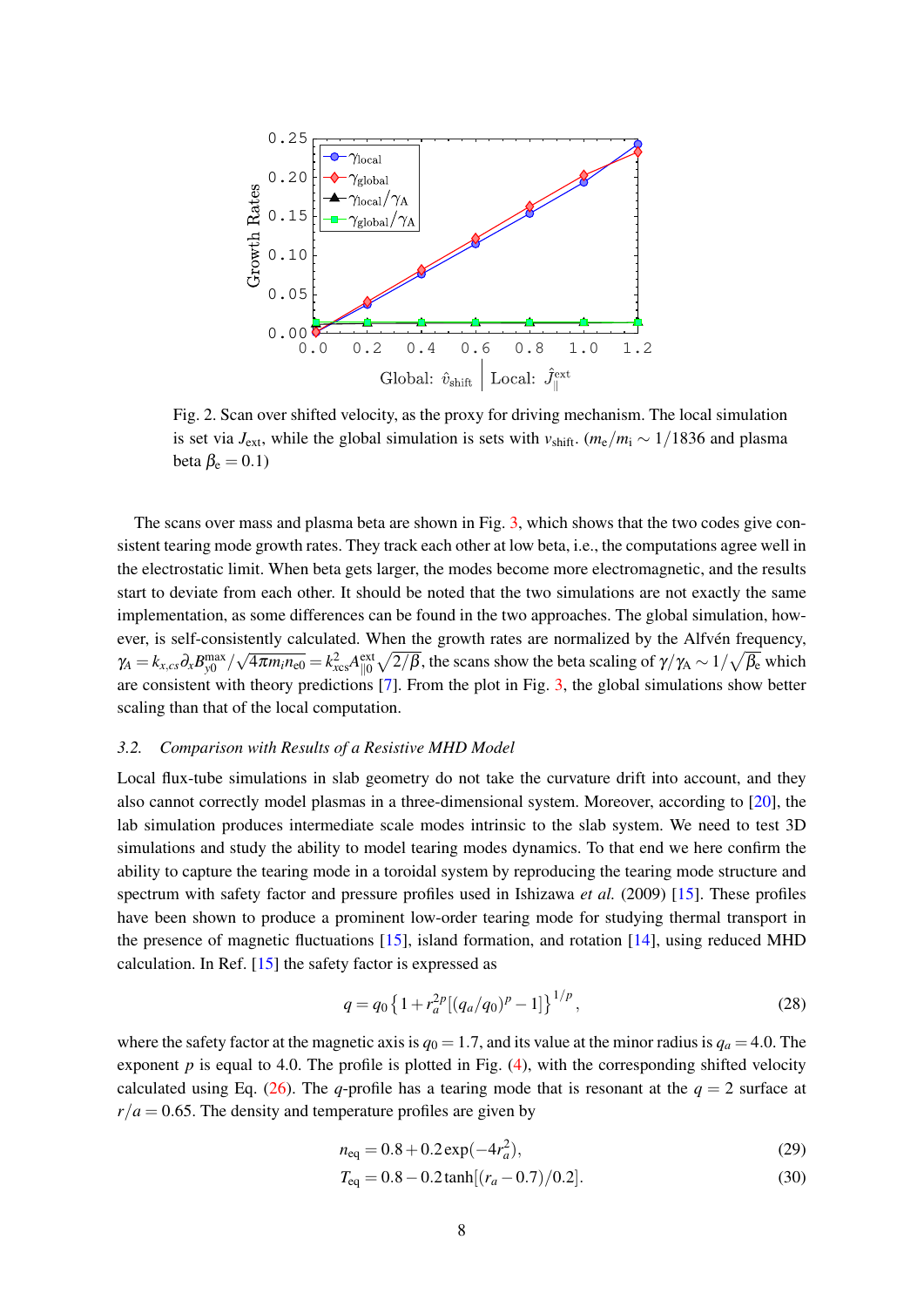Fig. 2. Scan over shifted velocity, as the proxy for driving mechanism. The local simulation is set via $J_{\rm ext}$, while the global simulation is sets with $v_{\rm shift}$. ($m_{\rm e}/m_{\rm i} \sim 1/1836$ and plasma beta $\beta_{\rm e} = 0.1$)

The scans over mass and plasma beta are shown in Fig. 3, which shows that the two codes give consistent tearing mode growth rates. They track each other at low beta, i.e., the computations agree well in the electrostatic limit. When beta gets larger, the modes become more electromagnetic, and the results start to deviate from each other. It should be noted that the two simulations are not exactly the same implementation, as some differences can be found in the two approaches. The global simulation, however, is self-consistently calculated. When the growth rates are normalized by the Alfvén frequency, $\gamma_A = k_{x,cs}\partial_x B_{y0}^{\max}/\sqrt{4\pi m_i n_{e0}} = k_{\rm xcs}^2 A_{\|0}^{\rm ext}\sqrt{2/\beta}$, the scans show the beta scaling of $\gamma/\gamma_{\rm A} \sim 1/\sqrt{\beta_{\rm e}}$ which are consistent with theory predictions [7]. From the plot in Fig. 3, the global simulations show better scaling than that of the local computation.

### 3.2. *Comparison with Results of a Resistive MHD Model*

Local flux-tube simulations in slab geometry do not take the curvature drift into account, and they also cannot correctly model plasmas in a three-dimensional system. Moreover, according to [20], the lab simulation produces intermediate scale modes intrinsic to the slab system. We need to test 3D simulations and study the ability to model tearing modes dynamics. To that end we here confirm the ability to capture the tearing mode in a toroidal system by reproducing the tearing mode structure and spectrum with safety factor and pressure profiles used in Ishizawa *et al.* (2009) [15]. These profiles have been shown to produce a prominent low-order tearing mode for studying thermal transport in the presence of magnetic fluctuations [15], island formation, and rotation [14], using reduced MHD calculation. In Ref. [15] the safety factor is expressed as

$$q = q_0\left\{1 + r_a^{2p}[(q_a/q_0)^p - 1]\right\}^{1/p}, \tag{28}$$

where the safety factor at the magnetic axis is $q_0 = 1.7$, and its value at the minor radius is $q_a = 4.0$. The exponent $p$ is equal to 4.0. The profile is plotted in Fig. (4), with the corresponding shifted velocity calculated using Eq. (26). The $q$-profile has a tearing mode that is resonant at the $q = 2$ surface at $r/a = 0.65$. The density and temperature profiles are given by

$$n_{\rm eq} = 0.8 + 0.2\exp(-4r_a^2), \tag{29}$$

$$T_{\rm eq} = 0.8 - 0.2\tanh[(r_a - 0.7)/0.2]. \tag{30}$$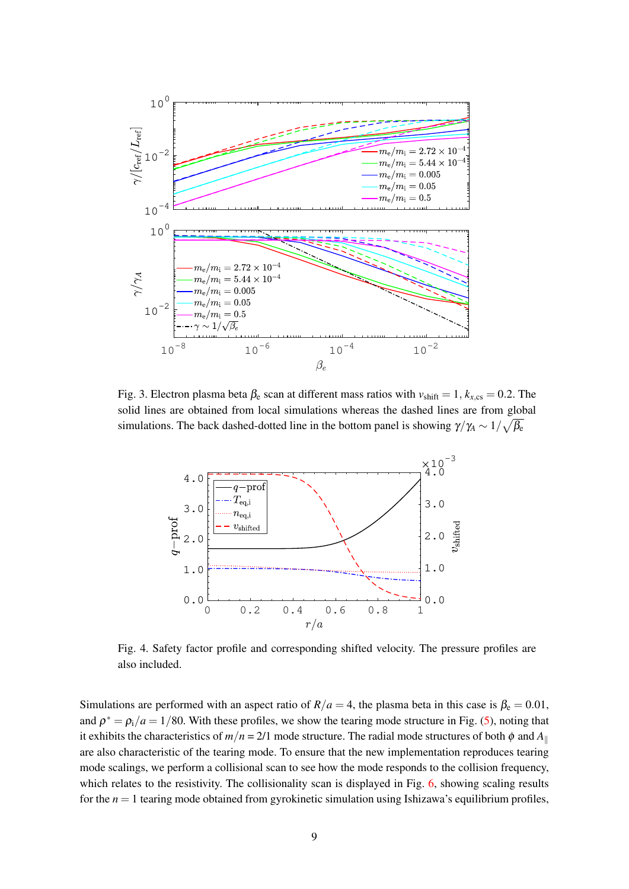Fig. 3. Electron plasma beta $\beta_e$ scan at different mass ratios with $v_{\rm shift} = 1$, $k_{x,\rm cs} = 0.2$. The solid lines are obtained from local simulations whereas the dashed lines are from global simulations. The back dashed-dotted line in the bottom panel is showing $\gamma/\gamma_A \sim 1/\sqrt{\beta_e}$

Fig. 4. Safety factor profile and corresponding shifted velocity. The pressure profiles are also included.

Simulations are performed with an aspect ratio of $R/a = 4$, the plasma beta in this case is $\beta_e = 0.01$, and $\rho^* = \rho_i/a = 1/80$. With these profiles, we show the tearing mode structure in Fig. (5), noting that it exhibits the characteristics of $m/n$ = 2/1 mode structure. The radial mode structures of both $\phi$ and $A_\parallel$ are also characteristic of the tearing mode. To ensure that the new implementation reproduces tearing mode scalings, we perform a collisional scan to see how the mode responds to the collision frequency, which relates to the resistivity. The collisionality scan is displayed in Fig. 6, showing scaling results for the $n = 1$ tearing mode obtained from gyrokinetic simulation using Ishizawa's equilibrium profiles,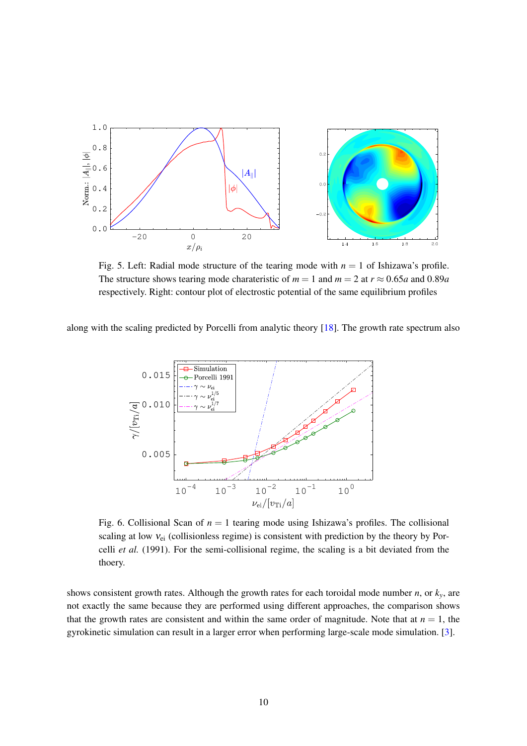Fig. 5. Left: Radial mode structure of the tearing mode with $n = 1$ of Ishizawa's profile. The structure shows tearing mode charateristic of $m = 1$ and $m = 2$ at $r \approx 0.65a$ and $0.89a$ respectively. Right: contour plot of electrostic potential of the same equilibrium profiles

along with the scaling predicted by Porcelli from analytic theory [18]. The growth rate spectrum also

Fig. 6. Collisional Scan of $n = 1$ tearing mode using Ishizawa's profiles. The collisional scaling at low $\nu_{\mathrm{ei}}$ (collisionless regime) is consistent with prediction by the theory by Porcelli *et al.* (1991). For the semi-collisional regime, the scaling is a bit deviated from the thoery.

shows consistent growth rates. Although the growth rates for each toroidal mode number $n$, or $k_y$, are not exactly the same because they are performed using different approaches, the comparison shows that the growth rates are consistent and within the same order of magnitude. Note that at $n = 1$, the gyrokinetic simulation can result in a larger error when performing large-scale mode simulation. [3].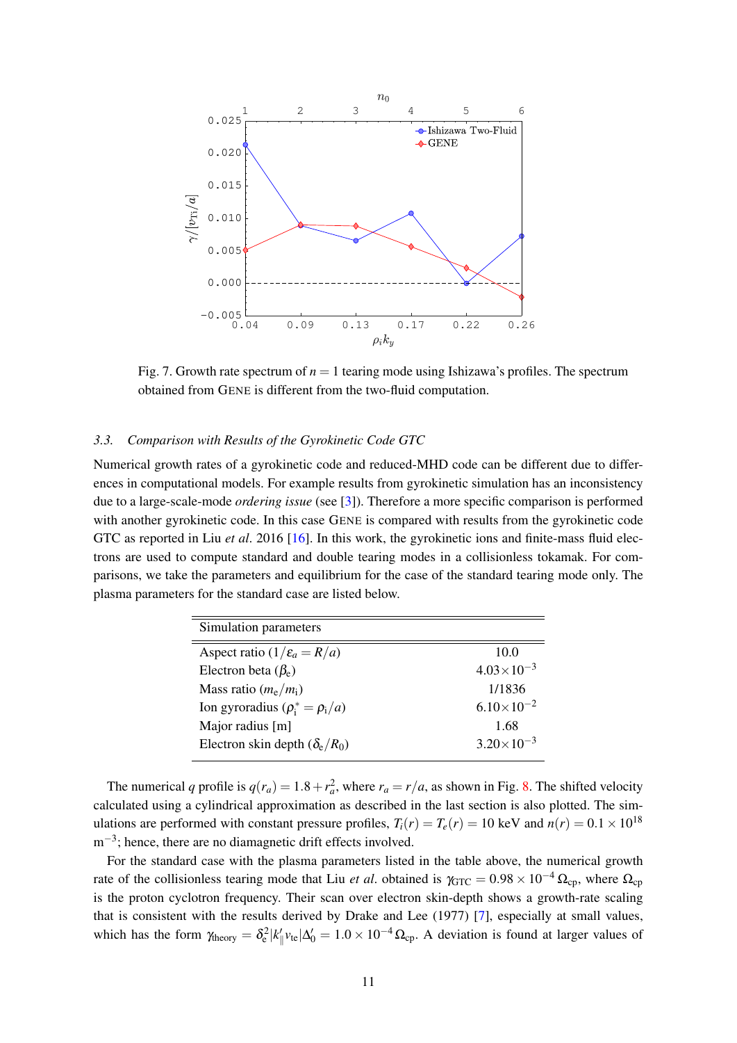Fig. 7. Growth rate spectrum of $n = 1$ tearing mode using Ishizawa's profiles. The spectrum obtained from GENE is different from the two-fluid computation.

### 3.3. *Comparison with Results of the Gyrokinetic Code GTC*

Numerical growth rates of a gyrokinetic code and reduced-MHD code can be different due to differences in computational models. For example results from gyrokinetic simulation has an inconsistency due to a large-scale-mode *ordering issue* (see [3]). Therefore a more specific comparison is performed with another gyrokinetic code. In this case GENE is compared with results from the gyrokinetic code GTC as reported in Liu *et al*. 2016 [16]. In this work, the gyrokinetic ions and finite-mass fluid electrons are used to compute standard and double tearing modes in a collisionless tokamak. For comparisons, we take the parameters and equilibrium for the case of the standard tearing mode only. The plasma parameters for the standard case are listed below.

| Simulation parameters | |
|---|---|
| Aspect ratio ($1/\varepsilon_a = R/a$) | 10.0 |
| Electron beta ($\beta_e$) | $4.03\times10^{-3}$ |
| Mass ratio ($m_e/m_i$) | 1/1836 |
| Ion gyroradius ($\rho_i^* = \rho_i/a$) | $6.10\times10^{-2}$ |
| Major radius [m] | 1.68 |
| Electron skin depth ($\delta_e/R_0$) | $3.20\times10^{-3}$ |

The numerical $q$ profile is $q(r_a) = 1.8 + r_a^2$, where $r_a = r/a$, as shown in Fig. 8. The shifted velocity calculated using a cylindrical approximation as described in the last section is also plotted. The simulations are performed with constant pressure profiles, $T_i(r) = T_e(r) = 10$ keV and $n(r) = 0.1 \times 10^{18}$ m$^{-3}$; hence, there are no diamagnetic drift effects involved.

For the standard case with the plasma parameters listed in the table above, the numerical growth rate of the collisionless tearing mode that Liu *et al*. obtained is $\gamma_{\rm GTC} = 0.98 \times 10^{-4}\,\Omega_{\rm cp}$, where $\Omega_{\rm cp}$ is the proton cyclotron frequency. Their scan over electron skin-depth shows a growth-rate scaling that is consistent with the results derived by Drake and Lee (1977) [7], especially at small values, which has the form $\gamma_{\rm theory} = \delta_e^2 |k_\parallel' v_{\rm te}| \Delta_0' = 1.0 \times 10^{-4}\,\Omega_{\rm cp}$. A deviation is found at larger values of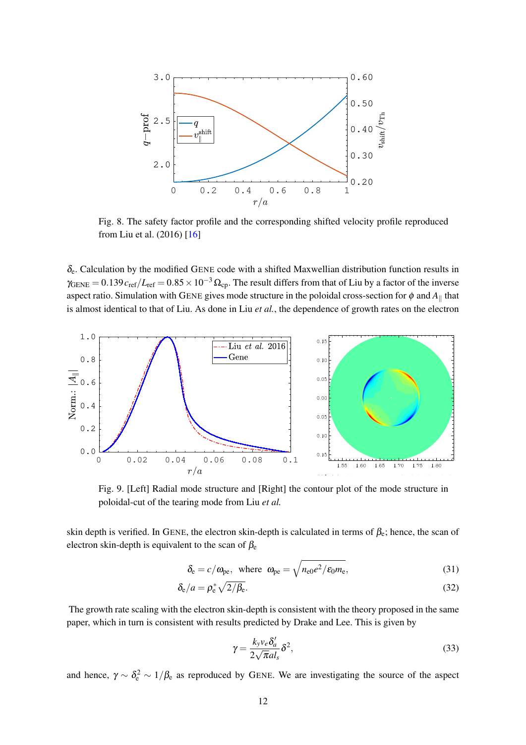Fig. 8. The safety factor profile and the corresponding shifted velocity profile reproduced from Liu et al. (2016) [16]

$\delta_e$. Calculation by the modified GENE code with a shifted Maxwellian distribution function results in $\gamma_{\mathrm{GENE}} = 0.139\, c_{\mathrm{ref}}/L_{\mathrm{ref}} = 0.85 \times 10^{-3}\, \Omega_{\mathrm{cp}}$. The result differs from that of Liu by a factor of the inverse aspect ratio. Simulation with GENE gives mode structure in the poloidal cross-section for $\phi$ and $A_\parallel$ that is almost identical to that of Liu. As done in Liu *et al.*, the dependence of growth rates on the electron

Fig. 9. [Left] Radial mode structure and [Right] the contour plot of the mode structure in poloidal-cut of the tearing mode from Liu *et al.*

skin depth is verified. In GENE, the electron skin-depth is calculated in terms of $\beta_e$; hence, the scan of electron skin-depth is equivalent to the scan of $\beta_e$

$$\delta_e = c/\omega_{\mathrm{pe}}, \quad \text{where} \quad \omega_{\mathrm{pe}} = \sqrt{n_{e0} e^2/\varepsilon_0 m_e}, \tag{31}$$

$$\delta_e/a = \rho_e^* \sqrt{2/\beta_e}. \tag{32}$$

The growth rate scaling with the electron skin-depth is consistent with the theory proposed in the same paper, which in turn is consistent with results predicted by Drake and Lee. This is given by

$$\gamma = \frac{k_y v_e \delta_a'}{2\sqrt{\pi} a l_s} \delta^2, \tag{33}$$

and hence, $\gamma \sim \delta_e^2 \sim 1/\beta_e$ as reproduced by GENE. We are investigating the source of the aspect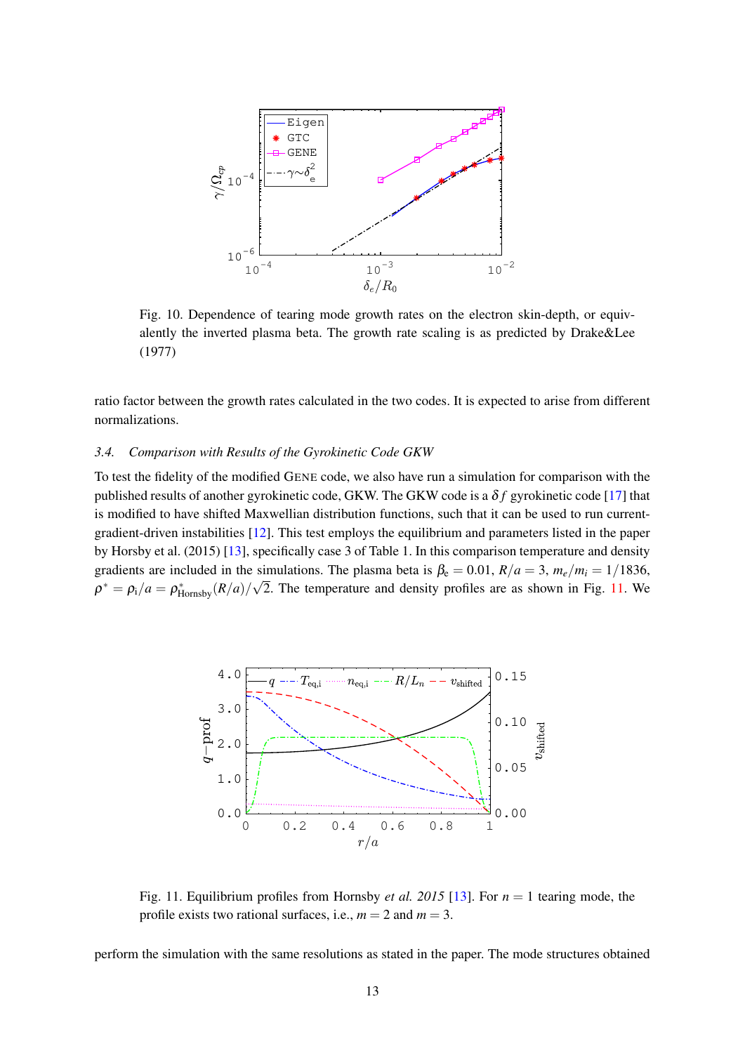Fig. 10. Dependence of tearing mode growth rates on the electron skin-depth, or equivalently the inverted plasma beta. The growth rate scaling is as predicted by Drake&Lee (1977)

ratio factor between the growth rates calculated in the two codes. It is expected to arise from different normalizations.

### 3.4. Comparison with Results of the Gyrokinetic Code GKW

To test the fidelity of the modified GENE code, we also have run a simulation for comparison with the published results of another gyrokinetic code, GKW. The GKW code is a $\delta f$ gyrokinetic code [17] that is modified to have shifted Maxwellian distribution functions, such that it can be used to run current-gradient-driven instabilities [12]. This test employs the equilibrium and parameters listed in the paper by Horsby et al. (2015) [13], specifically case 3 of Table 1. In this comparison temperature and density gradients are included in the simulations. The plasma beta is $\beta_e = 0.01$, $R/a = 3$, $m_e/m_i = 1/1836$, $\rho^* = \rho_i/a = \rho^*_{\text{Hornsby}}(R/a)/\sqrt{2}$. The temperature and density profiles are as shown in Fig. 11. We

Fig. 11. Equilibrium profiles from Hornsby *et al. 2015* [13]. For $n = 1$ tearing mode, the profile exists two rational surfaces, i.e., $m = 2$ and $m = 3$.

perform the simulation with the same resolutions as stated in the paper. The mode structures obtained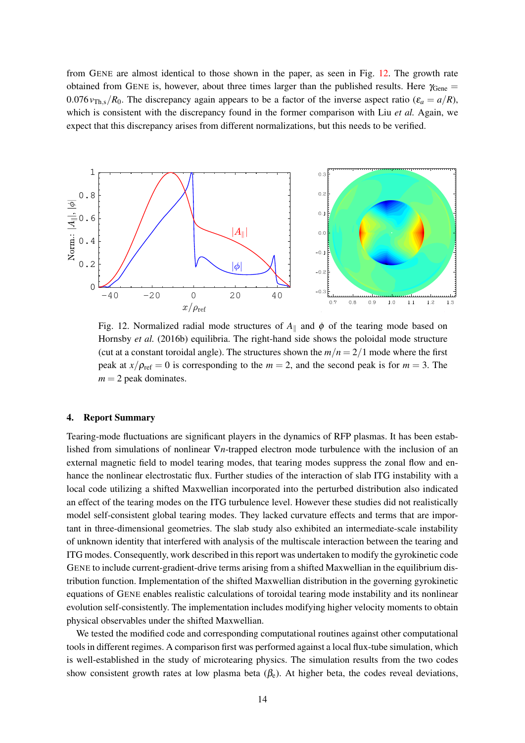from GENE are almost identical to those shown in the paper, as seen in Fig. 12. The growth rate obtained from GENE is, however, about three times larger than the published results. Here $\gamma_{\text{Gene}} = 0.076\, v_{\text{Th,s}}/R_0$. The discrepancy again appears to be a factor of the inverse aspect ratio ($\varepsilon_a = a/R$), which is consistent with the discrepancy found in the former comparison with Liu *et al.* Again, we expect that this discrepancy arises from different normalizations, but this needs to be verified.

Fig. 12. Normalized radial mode structures of $A_\parallel$ and $\phi$ of the tearing mode based on Hornsby *et al.* (2016b) equilibria. The right-hand side shows the poloidal mode structure (cut at a constant toroidal angle). The structures shown the $m/n = 2/1$ mode where the first peak at $x/\rho_{\text{ref}} = 0$ is corresponding to the $m = 2$, and the second peak is for $m = 3$. The $m = 2$ peak dominates.

## 4. Report Summary

Tearing-mode fluctuations are significant players in the dynamics of RFP plasmas. It has been established from simulations of nonlinear $\nabla n$-trapped electron mode turbulence with the inclusion of an external magnetic field to model tearing modes, that tearing modes suppress the zonal flow and enhance the nonlinear electrostatic flux. Further studies of the interaction of slab ITG instability with a local code utilizing a shifted Maxwellian incorporated into the perturbed distribution also indicated an effect of the tearing modes on the ITG turbulence level. However these studies did not realistically model self-consistent global tearing modes. They lacked curvature effects and terms that are important in three-dimensional geometries. The slab study also exhibited an intermediate-scale instability of unknown identity that interfered with analysis of the multiscale interaction between the tearing and ITG modes. Consequently, work described in this report was undertaken to modify the gyrokinetic code GENE to include current-gradient-drive terms arising from a shifted Maxwellian in the equilibrium distribution function. Implementation of the shifted Maxwellian distribution in the governing gyrokinetic equations of GENE enables realistic calculations of toroidal tearing mode instability and its nonlinear evolution self-consistently. The implementation includes modifying higher velocity moments to obtain physical observables under the shifted Maxwellian.

We tested the modified code and corresponding computational routines against other computational tools in different regimes. A comparison first was performed against a local flux-tube simulation, which is well-established in the study of microtearing physics. The simulation results from the two codes show consistent growth rates at low plasma beta ($\beta_e$). At higher beta, the codes reveal deviations,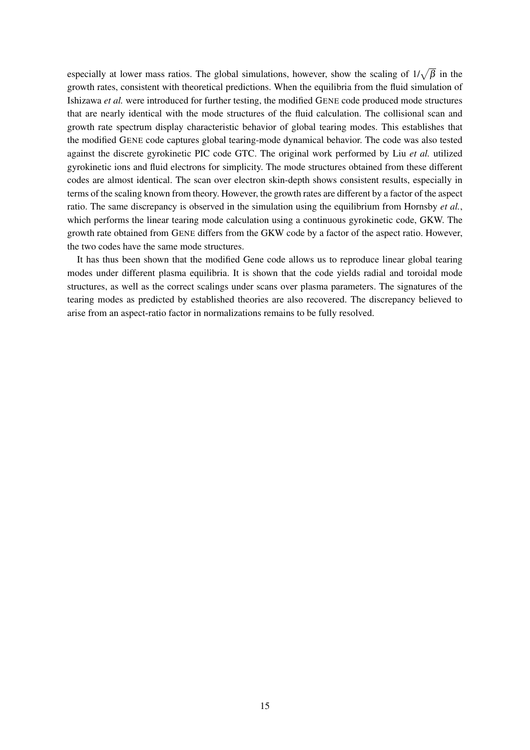especially at lower mass ratios. The global simulations, however, show the scaling of $1/\sqrt{\beta}$ in the growth rates, consistent with theoretical predictions. When the equilibria from the fluid simulation of Ishizawa *et al.* were introduced for further testing, the modified GENE code produced mode structures that are nearly identical with the mode structures of the fluid calculation. The collisional scan and growth rate spectrum display characteristic behavior of global tearing modes. This establishes that the modified GENE code captures global tearing-mode dynamical behavior. The code was also tested against the discrete gyrokinetic PIC code GTC. The original work performed by Liu *et al.* utilized gyrokinetic ions and fluid electrons for simplicity. The mode structures obtained from these different codes are almost identical. The scan over electron skin-depth shows consistent results, especially in terms of the scaling known from theory. However, the growth rates are different by a factor of the aspect ratio. The same discrepancy is observed in the simulation using the equilibrium from Hornsby *et al.*, which performs the linear tearing mode calculation using a continuous gyrokinetic code, GKW. The growth rate obtained from GENE differs from the GKW code by a factor of the aspect ratio. However, the two codes have the same mode structures.

It has thus been shown that the modified Gene code allows us to reproduce linear global tearing modes under different plasma equilibria. It is shown that the code yields radial and toroidal mode structures, as well as the correct scalings under scans over plasma parameters. The signatures of the tearing modes as predicted by established theories are also recovered. The discrepancy believed to arise from an aspect-ratio factor in normalizations remains to be fully resolved.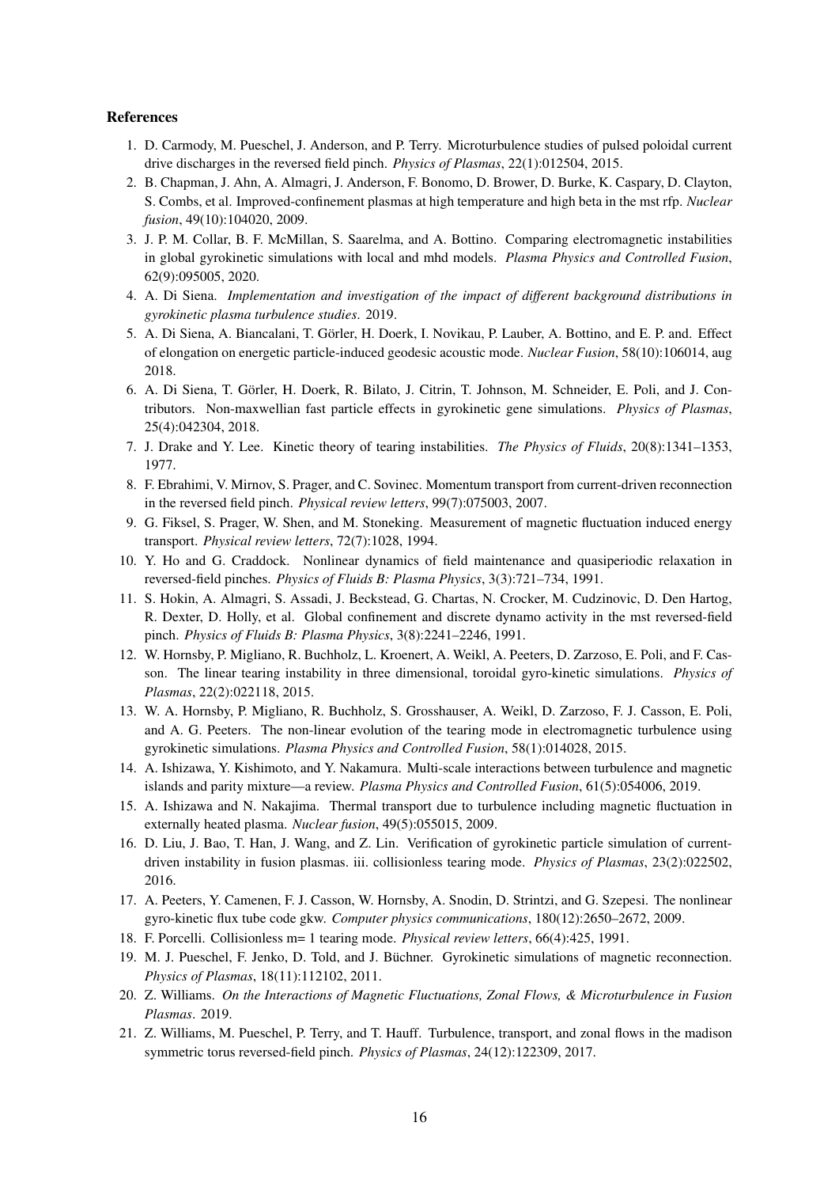## References

1. D. Carmody, M. Pueschel, J. Anderson, and P. Terry. Microturbulence studies of pulsed poloidal current drive discharges in the reversed field pinch. *Physics of Plasmas*, 22(1):012504, 2015.
2. B. Chapman, J. Ahn, A. Almagri, J. Anderson, F. Bonomo, D. Brower, D. Burke, K. Caspary, D. Clayton, S. Combs, et al. Improved-confinement plasmas at high temperature and high beta in the mst rfp. *Nuclear fusion*, 49(10):104020, 2009.
3. J. P. M. Collar, B. F. McMillan, S. Saarelma, and A. Bottino. Comparing electromagnetic instabilities in global gyrokinetic simulations with local and mhd models. *Plasma Physics and Controlled Fusion*, 62(9):095005, 2020.
4. A. Di Siena. *Implementation and investigation of the impact of different background distributions in gyrokinetic plasma turbulence studies*. 2019.
5. A. Di Siena, A. Biancalani, T. Görler, H. Doerk, I. Novikau, P. Lauber, A. Bottino, and E. P. and. Effect of elongation on energetic particle-induced geodesic acoustic mode. *Nuclear Fusion*, 58(10):106014, aug 2018.
6. A. Di Siena, T. Görler, H. Doerk, R. Bilato, J. Citrin, T. Johnson, M. Schneider, E. Poli, and J. Contributors. Non-maxwellian fast particle effects in gyrokinetic gene simulations. *Physics of Plasmas*, 25(4):042304, 2018.
7. J. Drake and Y. Lee. Kinetic theory of tearing instabilities. *The Physics of Fluids*, 20(8):1341–1353, 1977.
8. F. Ebrahimi, V. Mirnov, S. Prager, and C. Sovinec. Momentum transport from current-driven reconnection in the reversed field pinch. *Physical review letters*, 99(7):075003, 2007.
9. G. Fiksel, S. Prager, W. Shen, and M. Stoneking. Measurement of magnetic fluctuation induced energy transport. *Physical review letters*, 72(7):1028, 1994.
10. Y. Ho and G. Craddock. Nonlinear dynamics of field maintenance and quasiperiodic relaxation in reversed-field pinches. *Physics of Fluids B: Plasma Physics*, 3(3):721–734, 1991.
11. S. Hokin, A. Almagri, S. Assadi, J. Beckstead, G. Chartas, N. Crocker, M. Cudzinovic, D. Den Hartog, R. Dexter, D. Holly, et al. Global confinement and discrete dynamo activity in the mst reversed-field pinch. *Physics of Fluids B: Plasma Physics*, 3(8):2241–2246, 1991.
12. W. Hornsby, P. Migliano, R. Buchholz, L. Kroenert, A. Weikl, A. Peeters, D. Zarzoso, E. Poli, and F. Casson. The linear tearing instability in three dimensional, toroidal gyro-kinetic simulations. *Physics of Plasmas*, 22(2):022118, 2015.
13. W. A. Hornsby, P. Migliano, R. Buchholz, S. Grosshauser, A. Weikl, D. Zarzoso, F. J. Casson, E. Poli, and A. G. Peeters. The non-linear evolution of the tearing mode in electromagnetic turbulence using gyrokinetic simulations. *Plasma Physics and Controlled Fusion*, 58(1):014028, 2015.
14. A. Ishizawa, Y. Kishimoto, and Y. Nakamura. Multi-scale interactions between turbulence and magnetic islands and parity mixture—a review. *Plasma Physics and Controlled Fusion*, 61(5):054006, 2019.
15. A. Ishizawa and N. Nakajima. Thermal transport due to turbulence including magnetic fluctuation in externally heated plasma. *Nuclear fusion*, 49(5):055015, 2009.
16. D. Liu, J. Bao, T. Han, J. Wang, and Z. Lin. Verification of gyrokinetic particle simulation of current-driven instability in fusion plasmas. iii. collisionless tearing mode. *Physics of Plasmas*, 23(2):022502, 2016.
17. A. Peeters, Y. Camenen, F. J. Casson, W. Hornsby, A. Snodin, D. Strintzi, and G. Szepesi. The nonlinear gyro-kinetic flux tube code gkw. *Computer physics communications*, 180(12):2650–2672, 2009.
18. F. Porcelli. Collisionless m= 1 tearing mode. *Physical review letters*, 66(4):425, 1991.
19. M. J. Pueschel, F. Jenko, D. Told, and J. Büchner. Gyrokinetic simulations of magnetic reconnection. *Physics of Plasmas*, 18(11):112102, 2011.
20. Z. Williams. *On the Interactions of Magnetic Fluctuations, Zonal Flows, & Microturbulence in Fusion Plasmas*. 2019.
21. Z. Williams, M. Pueschel, P. Terry, and T. Hauff. Turbulence, transport, and zonal flows in the madison symmetric torus reversed-field pinch. *Physics of Plasmas*, 24(12):122309, 2017.